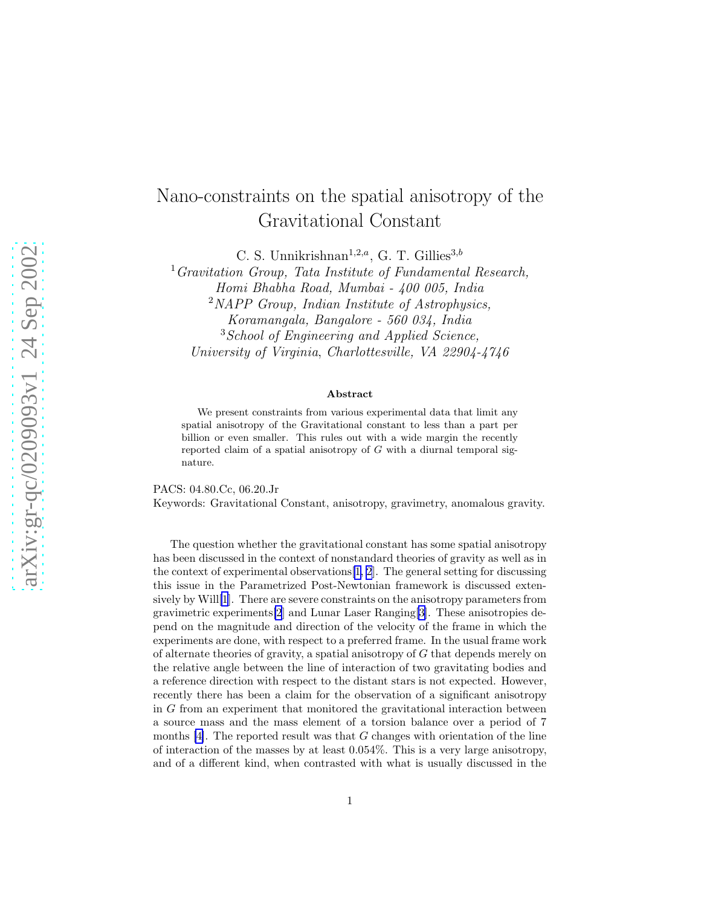# Nano-constraints on the spatial anisotropy of the Gravitational Constant

C. S. Unnikrishnan[1,2,a], G. T. Gillies[3,b]

[1]*Gravitation Group, Tata Institute of Fundamental Research, Homi Bhabha Road, Mumbai - 400 005, India*

[2]*NAPP Group, Indian Institute of Astrophysics, Koramangala, Bangalore - 560 034, India*

[3]*School of Engineering and Applied Science, University of Virginia, Charlottesville, VA 22904-4746*

### Abstract

We present constraints from various experimental data that limit any spatial anisotropy of the Gravitational constant to less than a part per billion or even smaller. This rules out with a wide margin the recently reported claim of a spatial anisotropy of $G$ with a diurnal temporal signature.

PACS: 04.80.Cc, 06.20.Jr

Keywords: Gravitational Constant, anisotropy, gravimetry, anomalous gravity.

The question whether the gravitational constant has some spatial anisotropy has been discussed in the context of nonstandard theories of gravity as well as in the context of experimental observations[1, 2]. The general setting for discussing this issue in the Parametrized Post-Newtonian framework is discussed extensively by Will[1]. There are severe constraints on the anisotropy parameters from gravimetric experiments[2] and Lunar Laser Ranging[3]. These anisotropies depend on the magnitude and direction of the velocity of the frame in which the experiments are done, with respect to a preferred frame. In the usual frame work of alternate theories of gravity, a spatial anisotropy of $G$ that depends merely on the relative angle between the line of interaction of two gravitating bodies and a reference direction with respect to the distant stars is not expected. However, recently there has been a claim for the observation of a significant anisotropy in $G$ from an experiment that monitored the gravitational interaction between a source mass and the mass element of a torsion balance over a period of 7 months [4]. The reported result was that $G$ changes with orientation of the line of interaction of the masses by at least 0.054%. This is a very large anisotropy, and of a different kind, when contrasted with what is usually discussed in the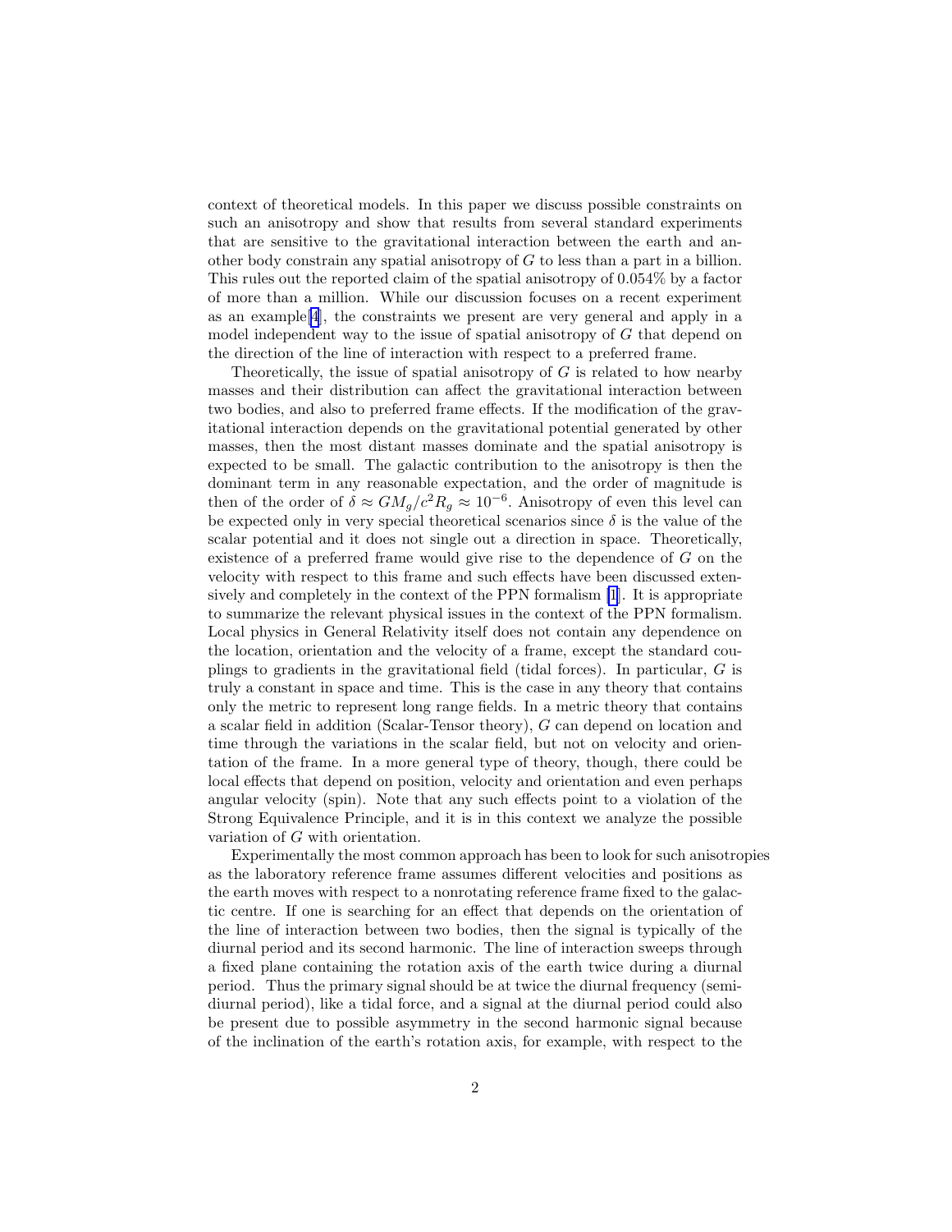context of theoretical models. In this paper we discuss possible constraints on such an anisotropy and show that results from several standard experiments that are sensitive to the gravitational interaction between the earth and another body constrain any spatial anisotropy of $G$ to less than a part in a billion. This rules out the reported claim of the spatial anisotropy of 0.054% by a factor of more than a million. While our discussion focuses on a recent experiment as an example[4], the constraints we present are very general and apply in a model independent way to the issue of spatial anisotropy of $G$ that depend on the direction of the line of interaction with respect to a preferred frame.

Theoretically, the issue of spatial anisotropy of $G$ is related to how nearby masses and their distribution can affect the gravitational interaction between two bodies, and also to preferred frame effects. If the modification of the gravitational interaction depends on the gravitational potential generated by other masses, then the most distant masses dominate and the spatial anisotropy is expected to be small. The galactic contribution to the anisotropy is then the dominant term in any reasonable expectation, and the order of magnitude is then of the order of $\delta \approx GM_g/c^2R_g \approx 10^{-6}$. Anisotropy of even this level can be expected only in very special theoretical scenarios since $\delta$ is the value of the scalar potential and it does not single out a direction in space. Theoretically, existence of a preferred frame would give rise to the dependence of $G$ on the velocity with respect to this frame and such effects have been discussed extensively and completely in the context of the PPN formalism [1]. It is appropriate to summarize the relevant physical issues in the context of the PPN formalism. Local physics in General Relativity itself does not contain any dependence on the location, orientation and the velocity of a frame, except the standard couplings to gradients in the gravitational field (tidal forces). In particular, $G$ is truly a constant in space and time. This is the case in any theory that contains only the metric to represent long range fields. In a metric theory that contains a scalar field in addition (Scalar-Tensor theory), $G$ can depend on location and time through the variations in the scalar field, but not on velocity and orientation of the frame. In a more general type of theory, though, there could be local effects that depend on position, velocity and orientation and even perhaps angular velocity (spin). Note that any such effects point to a violation of the Strong Equivalence Principle, and it is in this context we analyze the possible variation of $G$ with orientation.

Experimentally the most common approach has been to look for such anisotropies as the laboratory reference frame assumes different velocities and positions as the earth moves with respect to a nonrotating reference frame fixed to the galactic centre. If one is searching for an effect that depends on the orientation of the line of interaction between two bodies, then the signal is typically of the diurnal period and its second harmonic. The line of interaction sweeps through a fixed plane containing the rotation axis of the earth twice during a diurnal period. Thus the primary signal should be at twice the diurnal frequency (semi-diurnal period), like a tidal force, and a signal at the diurnal period could also be present due to possible asymmetry in the second harmonic signal because of the inclination of the earth's rotation axis, for example, with respect to the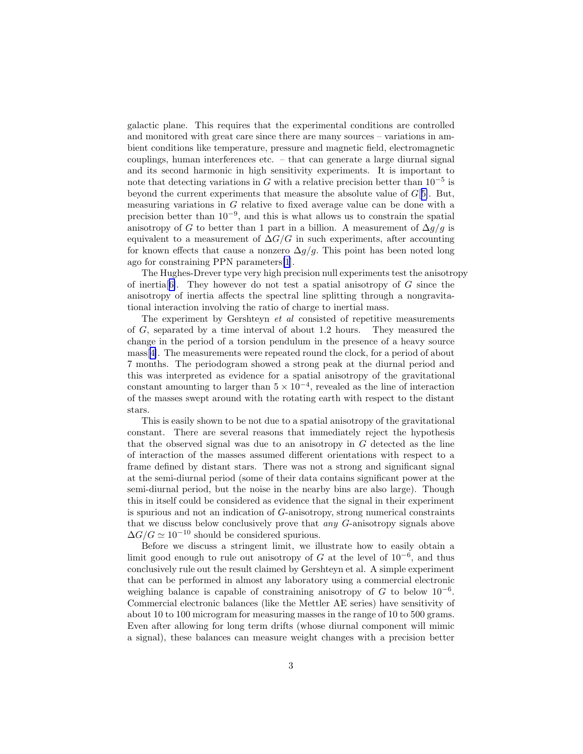galactic plane. This requires that the experimental conditions are controlled and monitored with great care since there are many sources – variations in ambient conditions like temperature, pressure and magnetic field, electromagnetic couplings, human interferences etc. – that can generate a large diurnal signal and its second harmonic in high sensitivity experiments. It is important to note that detecting variations in $G$ with a relative precision better than $10^{-5}$ is beyond the current experiments that measure the absolute value of $G$[5]. But, measuring variations in $G$ relative to fixed average value can be done with a precision better than $10^{-9}$, and this is what allows us to constrain the spatial anisotropy of $G$ to better than 1 part in a billion. A measurement of $\Delta g/g$ is equivalent to a measurement of $\Delta G/G$ in such experiments, after accounting for known effects that cause a nonzero $\Delta g/g$. This point has been noted long ago for constraining PPN parameters[1].

The Hughes-Drever type very high precision null experiments test the anisotropy of inertia[6]. They however do not test a spatial anisotropy of $G$ since the anisotropy of inertia affects the spectral line splitting through a nongravitational interaction involving the ratio of charge to inertial mass.

The experiment by Gershteyn *et al* consisted of repetitive measurements of $G$, separated by a time interval of about 1.2 hours. They measured the change in the period of a torsion pendulum in the presence of a heavy source mass[4]. The measurements were repeated round the clock, for a period of about 7 months. The periodogram showed a strong peak at the diurnal period and this was interpreted as evidence for a spatial anisotropy of the gravitational constant amounting to larger than $5 \times 10^{-4}$, revealed as the line of interaction of the masses swept around with the rotating earth with respect to the distant stars.

This is easily shown to be not due to a spatial anisotropy of the gravitational constant. There are several reasons that immediately reject the hypothesis that the observed signal was due to an anisotropy in $G$ detected as the line of interaction of the masses assumed different orientations with respect to a frame defined by distant stars. There was not a strong and significant signal at the semi-diurnal period (some of their data contains significant power at the semi-diurnal period, but the noise in the nearby bins are also large). Though this in itself could be considered as evidence that the signal in their experiment is spurious and not an indication of $G$-anisotropy, strong numerical constraints that we discuss below conclusively prove that *any* $G$-anisotropy signals above $\Delta G/G \simeq 10^{-10}$ should be considered spurious.

Before we discuss a stringent limit, we illustrate how to easily obtain a limit good enough to rule out anisotropy of $G$ at the level of $10^{-6}$, and thus conclusively rule out the result claimed by Gershteyn et al. A simple experiment that can be performed in almost any laboratory using a commercial electronic weighing balance is capable of constraining anisotropy of $G$ to below $10^{-6}$. Commercial electronic balances (like the Mettler AE series) have sensitivity of about 10 to 100 microgram for measuring masses in the range of 10 to 500 grams. Even after allowing for long term drifts (whose diurnal component will mimic a signal), these balances can measure weight changes with a precision better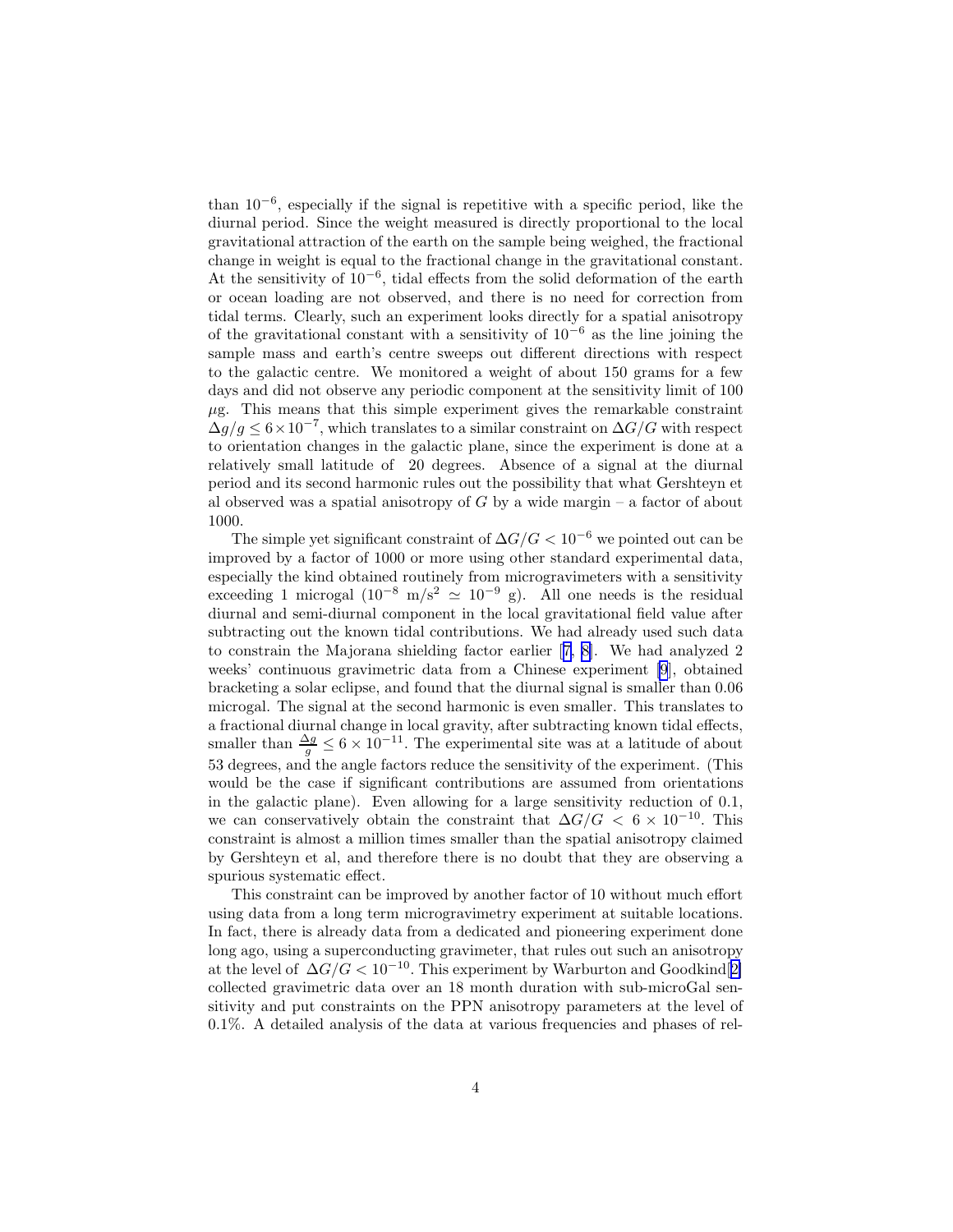than $10^{-6}$, especially if the signal is repetitive with a specific period, like the diurnal period. Since the weight measured is directly proportional to the local gravitational attraction of the earth on the sample being weighed, the fractional change in weight is equal to the fractional change in the gravitational constant. At the sensitivity of $10^{-6}$, tidal effects from the solid deformation of the earth or ocean loading are not observed, and there is no need for correction from tidal terms. Clearly, such an experiment looks directly for a spatial anisotropy of the gravitational constant with a sensitivity of $10^{-6}$ as the line joining the sample mass and earth's centre sweeps out different directions with respect to the galactic centre. We monitored a weight of about 150 grams for a few days and did not observe any periodic component at the sensitivity limit of 100 $\mu$g. This means that this simple experiment gives the remarkable constraint $\Delta g/g \leq 6\times10^{-7}$, which translates to a similar constraint on $\Delta G/G$ with respect to orientation changes in the galactic plane, since the experiment is done at a relatively small latitude of 20 degrees. Absence of a signal at the diurnal period and its second harmonic rules out the possibility that what Gershteyn et al observed was a spatial anisotropy of $G$ by a wide margin – a factor of about 1000.

The simple yet significant constraint of $\Delta G/G < 10^{-6}$ we pointed out can be improved by a factor of 1000 or more using other standard experimental data, especially the kind obtained routinely from microgravimeters with a sensitivity exceeding 1 microgal ($10^{-8}$ m/s$^2$ $\simeq 10^{-9}$ g). All one needs is the residual diurnal and semi-diurnal component in the local gravitational field value after subtracting out the known tidal contributions. We had already used such data to constrain the Majorana shielding factor earlier [7, 8]. We had analyzed 2 weeks' continuous gravimetric data from a Chinese experiment [9], obtained bracketing a solar eclipse, and found that the diurnal signal is smaller than 0.06 microgal. The signal at the second harmonic is even smaller. This translates to a fractional diurnal change in local gravity, after subtracting known tidal effects, smaller than $\frac{\Delta g}{g} \leq 6\times10^{-11}$. The experimental site was at a latitude of about 53 degrees, and the angle factors reduce the sensitivity of the experiment. (This would be the case if significant contributions are assumed from orientations in the galactic plane). Even allowing for a large sensitivity reduction of 0.1, we can conservatively obtain the constraint that $\Delta G/G < 6\times10^{-10}$. This constraint is almost a million times smaller than the spatial anisotropy claimed by Gershteyn et al, and therefore there is no doubt that they are observing a spurious systematic effect.

This constraint can be improved by another factor of 10 without much effort using data from a long term microgravimetry experiment at suitable locations. In fact, there is already data from a dedicated and pioneering experiment done long ago, using a superconducting gravimeter, that rules out such an anisotropy at the level of $\Delta G/G < 10^{-10}$. This experiment by Warburton and Goodkind[2] collected gravimetric data over an 18 month duration with sub-microGal sensitivity and put constraints on the PPN anisotropy parameters at the level of 0.1%. A detailed analysis of the data at various frequencies and phases of rel-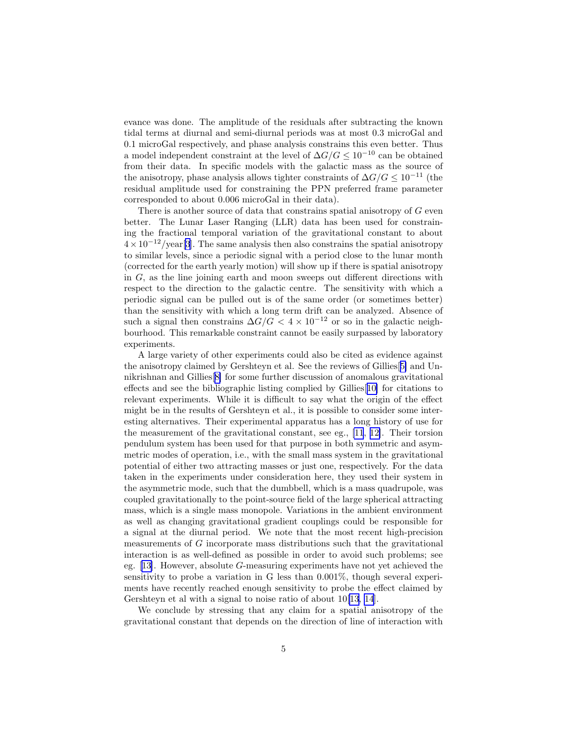evance was done. The amplitude of the residuals after subtracting the known tidal terms at diurnal and semi-diurnal periods was at most 0.3 microGal and 0.1 microGal respectively, and phase analysis constrains this even better. Thus a model independent constraint at the level of $\Delta G/G \leq 10^{-10}$ can be obtained from their data. In specific models with the galactic mass as the source of the anisotropy, phase analysis allows tighter constraints of $\Delta G/G \leq 10^{-11}$ (the residual amplitude used for constraining the PPN preferred frame parameter corresponded to about 0.006 microGal in their data).

There is another source of data that constrains spatial anisotropy of $G$ even better. The Lunar Laser Ranging (LLR) data has been used for constraining the fractional temporal variation of the gravitational constant to about $4 \times 10^{-12}$/year[3]. The same analysis then also constrains the spatial anisotropy to similar levels, since a periodic signal with a period close to the lunar month (corrected for the earth yearly motion) will show up if there is spatial anisotropy in $G$, as the line joining earth and moon sweeps out different directions with respect to the direction to the galactic centre. The sensitivity with which a periodic signal can be pulled out is of the same order (or sometimes better) than the sensitivity with which a long term drift can be analyzed. Absence of such a signal then constrains $\Delta G/G < 4 \times 10^{-12}$ or so in the galactic neighbourhood. This remarkable constraint cannot be easily surpassed by laboratory experiments.

A large variety of other experiments could also be cited as evidence against the anisotropy claimed by Gershteyn et al. See the reviews of Gillies[5] and Unnikrishnan and Gillies[8] for some further discussion of anomalous gravitational effects and see the bibliographic listing complied by Gillies[10] for citations to relevant experiments. While it is difficult to say what the origin of the effect might be in the results of Gershteyn et al., it is possible to consider some interesting alternatives. Their experimental apparatus has a long history of use for the measurement of the gravitational constant, see eg., [11, 12]. Their torsion pendulum system has been used for that purpose in both symmetric and asymmetric modes of operation, i.e., with the small mass system in the gravitational potential of either two attracting masses or just one, respectively. For the data taken in the experiments under consideration here, they used their system in the asymmetric mode, such that the dumbbell, which is a mass quadrupole, was coupled gravitationally to the point-source field of the large spherical attracting mass, which is a single mass monopole. Variations in the ambient environment as well as changing gravitational gradient couplings could be responsible for a signal at the diurnal period. We note that the most recent high-precision measurements of $G$ incorporate mass distributions such that the gravitational interaction is as well-defined as possible in order to avoid such problems; see eg. [13]. However, absolute $G$-measuring experiments have not yet achieved the sensitivity to probe a variation in G less than 0.001%, though several experiments have recently reached enough sensitivity to probe the effect claimed by Gershteyn et al with a signal to noise ratio of about 10[13, 14].

We conclude by stressing that any claim for a spatial anisotropy of the gravitational constant that depends on the direction of line of interaction with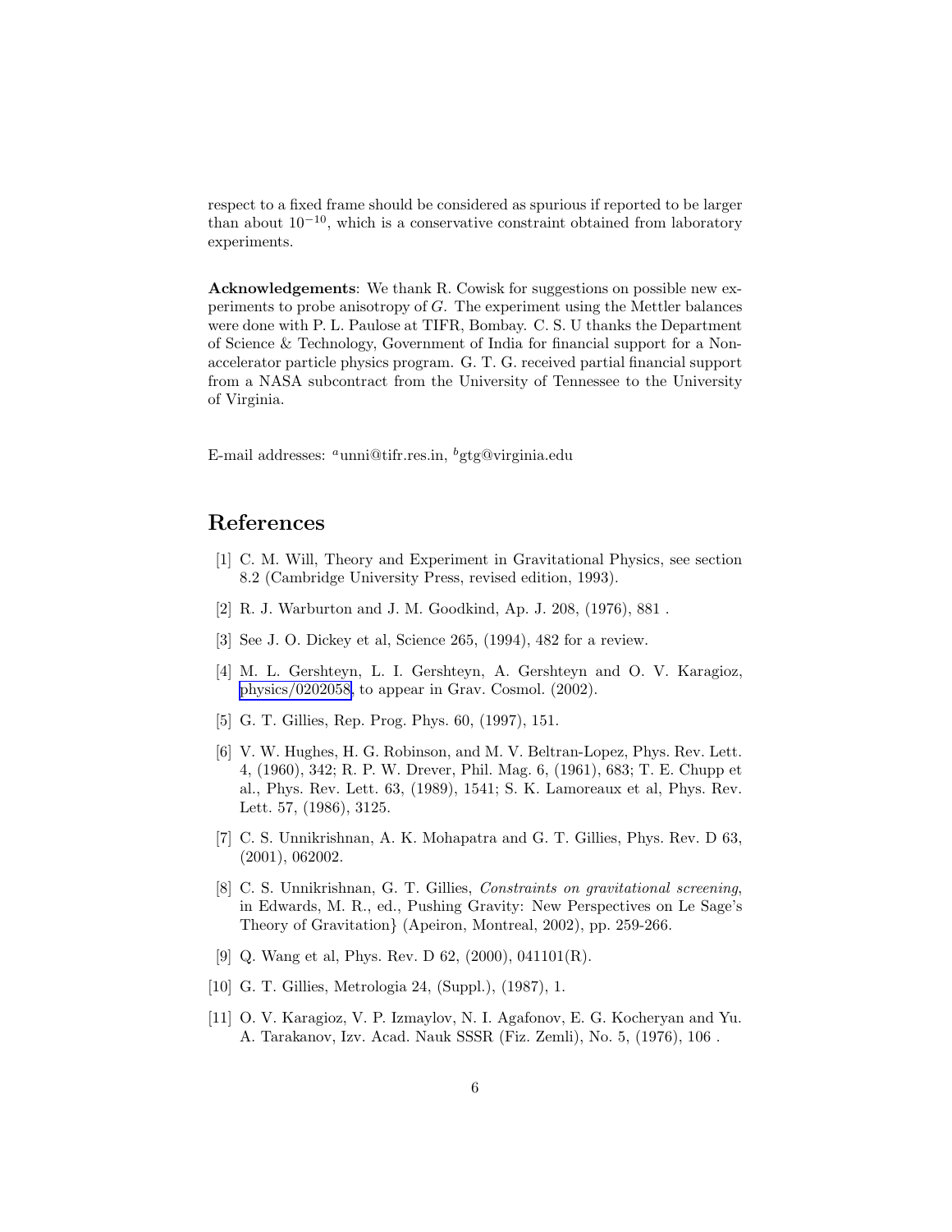respect to a fixed frame should be considered as spurious if reported to be larger than about $10^{-10}$, which is a conservative constraint obtained from laboratory experiments.

**Acknowledgements**: We thank R. Cowisk for suggestions on possible new experiments to probe anisotropy of $G$. The experiment using the Mettler balances were done with P. L. Paulose at TIFR, Bombay. C. S. U thanks the Department of Science & Technology, Government of India for financial support for a Non-accelerator particle physics program. G. T. G. received partial financial support from a NASA subcontract from the University of Tennessee to the University of Virginia.

E-mail addresses: [a]unni@tifr.res.in, [b]gtg@virginia.edu

## References

[1] C. M. Will, Theory and Experiment in Gravitational Physics, see section 8.2 (Cambridge University Press, revised edition, 1993).

[2] R. J. Warburton and J. M. Goodkind, Ap. J. 208, (1976), 881 .

[3] See J. O. Dickey et al, Science 265, (1994), 482 for a review.

[4] M. L. Gershteyn, L. I. Gershteyn, A. Gershteyn and O. V. Karagioz, physics/0202058, to appear in Grav. Cosmol. (2002).

[5] G. T. Gillies, Rep. Prog. Phys. 60, (1997), 151.

[6] V. W. Hughes, H. G. Robinson, and M. V. Beltran-Lopez, Phys. Rev. Lett. 4, (1960), 342; R. P. W. Drever, Phil. Mag. 6, (1961), 683; T. E. Chupp et al., Phys. Rev. Lett. 63, (1989), 1541; S. K. Lamoreaux et al, Phys. Rev. Lett. 57, (1986), 3125.

[7] C. S. Unnikrishnan, A. K. Mohapatra and G. T. Gillies, Phys. Rev. D 63, (2001), 062002.

[8] C. S. Unnikrishnan, G. T. Gillies, *Constraints on gravitational screening*, in Edwards, M. R., ed., Pushing Gravity: New Perspectives on Le Sage's Theory of Gravitation} (Apeiron, Montreal, 2002), pp. 259-266.

[9] Q. Wang et al, Phys. Rev. D 62, (2000), 041101(R).

[10] G. T. Gillies, Metrologia 24, (Suppl.), (1987), 1.

[11] O. V. Karagioz, V. P. Izmaylov, N. I. Agafonov, E. G. Kocheryan and Yu. A. Tarakanov, Izv. Acad. Nauk SSSR (Fiz. Zemli), No. 5, (1976), 106 .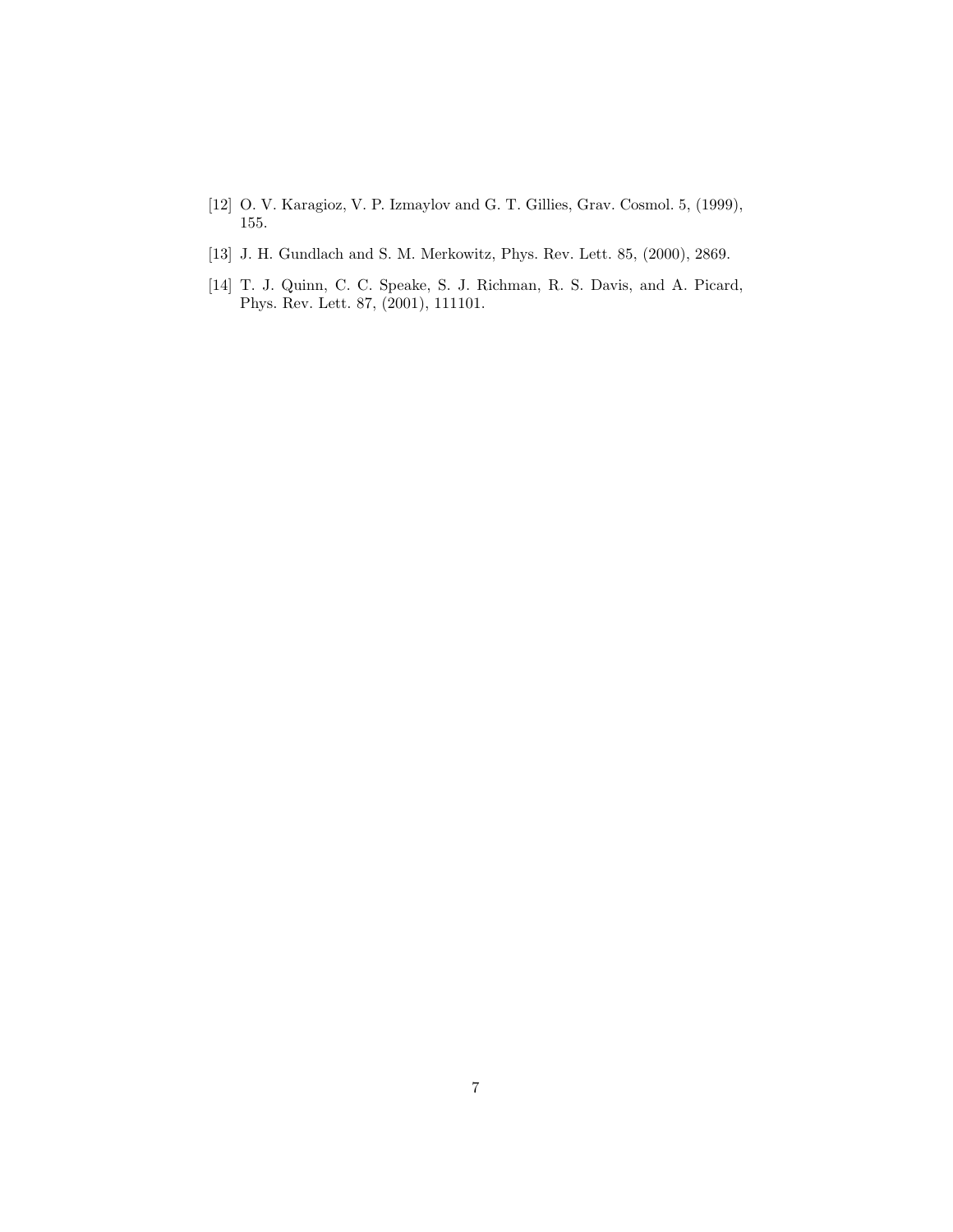[12] O. V. Karagioz, V. P. Izmaylov and G. T. Gillies, Grav. Cosmol. 5, (1999), 155.

[13] J. H. Gundlach and S. M. Merkowitz, Phys. Rev. Lett. 85, (2000), 2869.

[14] T. J. Quinn, C. C. Speake, S. J. Richman, R. S. Davis, and A. Picard, Phys. Rev. Lett. 87, (2001), 111101.